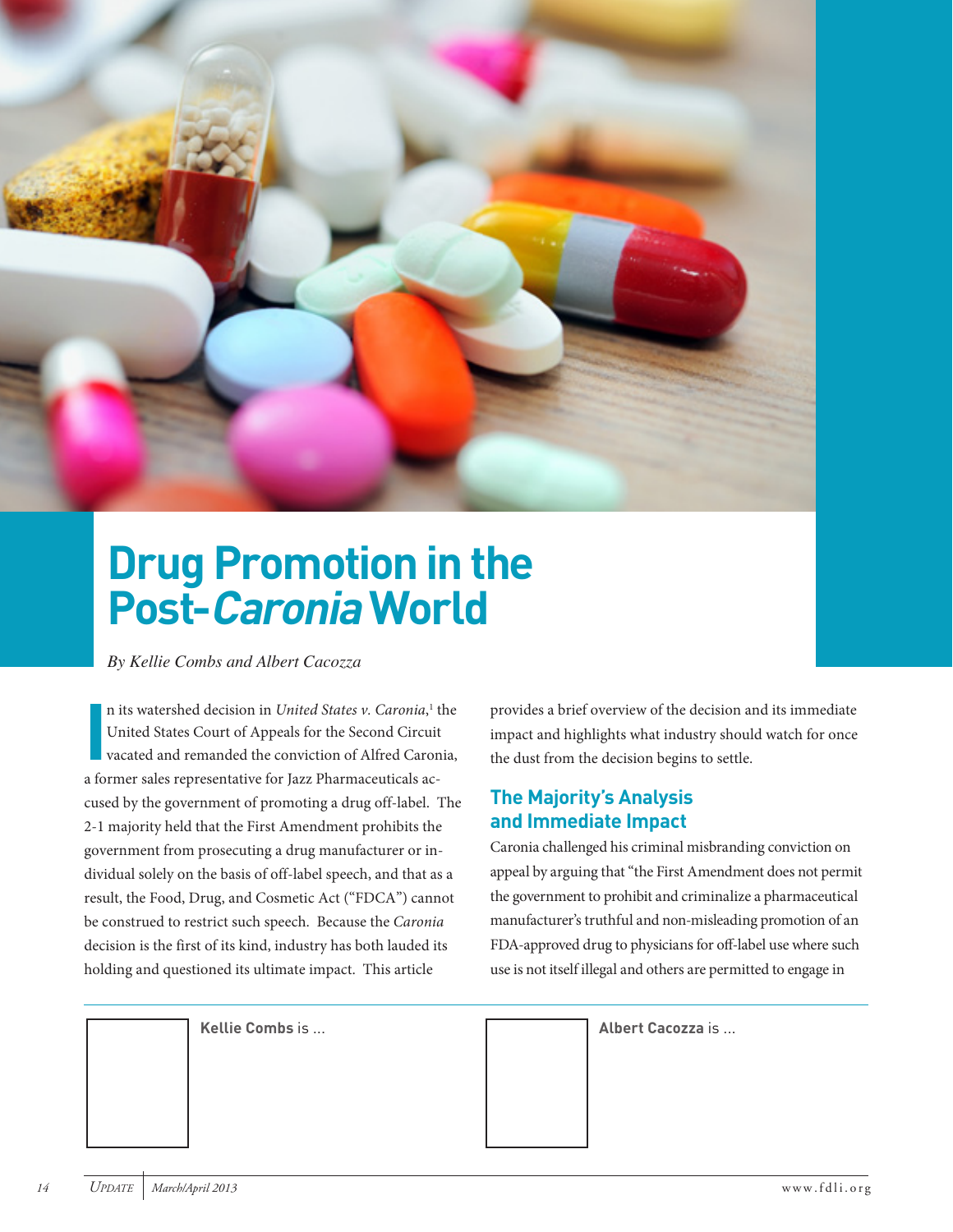# Drug Promotion in the Post-*Caronia* World

*By Kellie Combs and Albert Cacozza*

In its watershed decision in *United States v. Caronia*,[1] the United States Court of Appeals for the Second Circuit vacated and remanded the conviction of Alfred Caronia, a former sales representative for Jazz Pharmaceuticals accused by the government of promoting a drug off-label. The 2-1 majority held that the First Amendment prohibits the government from prosecuting a drug manufacturer or individual solely on the basis of off-label speech, and that as a result, the Food, Drug, and Cosmetic Act ("FDCA") cannot be construed to restrict such speech. Because the *Caronia* decision is the first of its kind, industry has both lauded its holding and questioned its ultimate impact. This article provides a brief overview of the decision and its immediate impact and highlights what industry should watch for once the dust from the decision begins to settle.

## The Majority's Analysis and Immediate Impact

Caronia challenged his criminal misbranding conviction on appeal by arguing that "the First Amendment does not permit the government to prohibit and criminalize a pharmaceutical manufacturer's truthful and non-misleading promotion of an FDA-approved drug to physicians for off-label use where such use is not itself illegal and others are permitted to engage in

**Kellie Combs** is ...

**Albert Cacozza** is ...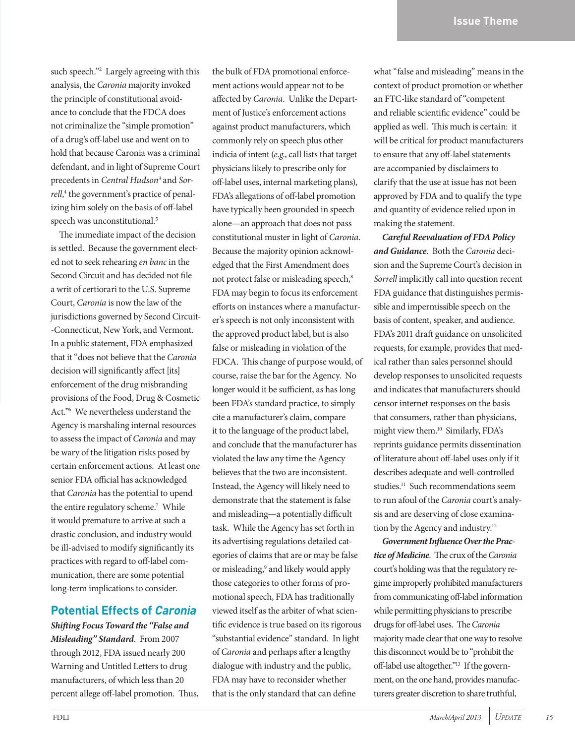such speech."[2] Largely agreeing with this analysis, the *Caronia* majority invoked the principle of constitutional avoidance to conclude that the FDCA does not criminalize the "simple promotion" of a drug's off-label use and went on to hold that because Caronia was a criminal defendant, and in light of Supreme Court precedents in *Central Hudson*[3] and *Sorrell*,[4] the government's practice of penalizing him solely on the basis of off-label speech was unconstitutional.[5]

The immediate impact of the decision is settled. Because the government elected not to seek rehearing *en banc* in the Second Circuit and has decided not file a writ of certiorari to the U.S. Supreme Court, *Caronia* is now the law of the jurisdictions governed by Second Circuit--Connecticut, New York, and Vermont. In a public statement, FDA emphasized that it "does not believe that the *Caronia* decision will significantly affect [its] enforcement of the drug misbranding provisions of the Food, Drug & Cosmetic Act."[6] We nevertheless understand the Agency is marshaling internal resources to assess the impact of *Caronia* and may be wary of the litigation risks posed by certain enforcement actions. At least one senior FDA official has acknowledged that *Caronia* has the potential to upend the entire regulatory scheme.[7] While it would premature to arrive at such a drastic conclusion, and industry would be ill-advised to modify significantly its practices with regard to off-label communication, there are some potential long-term implications to consider.

## Potential Effects of *Caronia*

***Shifting Focus Toward the "False and Misleading" Standard***. From 2007 through 2012, FDA issued nearly 200 Warning and Untitled Letters to drug manufacturers, of which less than 20 percent allege off-label promotion. Thus, the bulk of FDA promotional enforcement actions would appear not to be affected by *Caronia*. Unlike the Department of Justice's enforcement actions against product manufacturers, which commonly rely on speech plus other indicia of intent (*e.g.*, call lists that target physicians likely to prescribe only for off-label uses, internal marketing plans), FDA's allegations of off-label promotion have typically been grounded in speech alone—an approach that does not pass constitutional muster in light of *Caronia*. Because the majority opinion acknowledged that the First Amendment does not protect false or misleading speech,[8] FDA may begin to focus its enforcement efforts on instances where a manufacturer's speech is not only inconsistent with the approved product label, but is also false or misleading in violation of the FDCA. This change of purpose would, of course, raise the bar for the Agency. No longer would it be sufficient, as has long been FDA's standard practice, to simply cite a manufacturer's claim, compare it to the language of the product label, and conclude that the manufacturer has violated the law any time the Agency believes that the two are inconsistent. Instead, the Agency will likely need to demonstrate that the statement is false and misleading—a potentially difficult task. While the Agency has set forth in its advertising regulations detailed categories of claims that are or may be false or misleading,[9] and likely would apply those categories to other forms of promotional speech, FDA has traditionally viewed itself as the arbiter of what scientific evidence is true based on its rigorous "substantial evidence" standard. In light of *Caronia* and perhaps after a lengthy dialogue with industry and the public, FDA may have to reconsider whether that is the only standard that can define what "false and misleading" means in the context of product promotion or whether an FTC-like standard of "competent and reliable scientific evidence" could be applied as well. This much is certain: it will be critical for product manufacturers to ensure that any off-label statements are accompanied by disclaimers to clarify that the use at issue has not been approved by FDA and to qualify the type and quantity of evidence relied upon in making the statement.

***Careful Reevaluation of FDA Policy and Guidance***. Both the *Caronia* decision and the Supreme Court's decision in *Sorrell* implicitly call into question recent FDA guidance that distinguishes permissible and impermissible speech on the basis of content, speaker, and audience. FDA's 2011 draft guidance on unsolicited requests, for example, provides that medical rather than sales personnel should develop responses to unsolicited requests and indicates that manufacturers should censor internet responses on the basis that consumers, rather than physicians, might view them.[10] Similarly, FDA's reprints guidance permits dissemination of literature about off-label uses only if it describes adequate and well-controlled studies.[11] Such recommendations seem to run afoul of the *Caronia* court's analysis and are deserving of close examination by the Agency and industry.[12]

***Government Influence Over the Practice of Medicine***. The crux of the *Caronia* court's holding was that the regulatory regime improperly prohibited manufacturers from communicating off-label information while permitting physicians to prescribe drugs for off-label uses. The *Caronia* majority made clear that one way to resolve this disconnect would be to "prohibit the off-label use altogether."[13] If the government, on the one hand, provides manufacturers greater discretion to share truthful,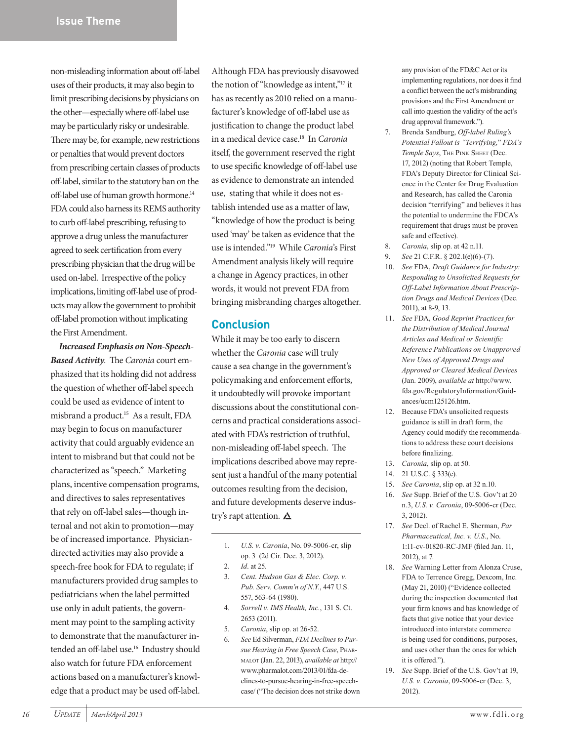non-misleading information about off-label uses of their products, it may also begin to limit prescribing decisions by physicians on the other—especially where off-label use may be particularly risky or undesirable. There may be, for example, new restrictions or penalties that would prevent doctors from prescribing certain classes of products off-label, similar to the statutory ban on the off-label use of human growth hormone.[14] FDA could also harness its REMS authority to curb off-label prescribing, refusing to approve a drug unless the manufacturer agreed to seek certification from every prescribing physician that the drug will be used on-label. Irrespective of the policy implications, limiting off-label use of products may allow the government to prohibit off-label promotion without implicating the First Amendment.

***Increased Emphasis on Non-Speech-Based Activity***. The *Caronia* court emphasized that its holding did not address the question of whether off-label speech could be used as evidence of intent to misbrand a product.[15] As a result, FDA may begin to focus on manufacturer activity that could arguably evidence an intent to misbrand but that could not be characterized as "speech." Marketing plans, incentive compensation programs, and directives to sales representatives that rely on off-label sales—though internal and not akin to promotion—may be of increased importance. Physician-directed activities may also provide a speech-free hook for FDA to regulate; if manufacturers provided drug samples to pediatricians when the label permitted use only in adult patients, the government may point to the sampling activity to demonstrate that the manufacturer intended an off-label use.[16] Industry should also watch for future FDA enforcement actions based on a manufacturer's knowledge that a product may be used off-label. Although FDA has previously disavowed the notion of "knowledge as intent,"[17] it has as recently as 2010 relied on a manufacturer's knowledge of off-label use as justification to change the product label in a medical device case.[18] In *Caronia* itself, the government reserved the right to use specific knowledge of off-label use as evidence to demonstrate an intended use, stating that while it does not establish intended use as a matter of law, "knowledge of how the product is being used 'may' be taken as evidence that the use is intended."[19] While *Caronia*'s First Amendment analysis likely will require a change in Agency practices, in other words, it would not prevent FDA from bringing misbranding charges altogether.

## Conclusion

While it may be too early to discern whether the *Caronia* case will truly cause a sea change in the government's policymaking and enforcement efforts, it undoubtedly will provoke important discussions about the constitutional concerns and practical considerations associated with FDA's restriction of truthful, non-misleading off-label speech. The implications described above may represent just a handful of the many potential outcomes resulting from the decision, and future developments deserve industry's rapt attention.

---

1. *U.S. v. Caronia*, No. 09-5006-cr, slip op. 3 (2d Cir. Dec. 3, 2012).
2. *Id*. at 25.
3. *Cent. Hudson Gas & Elec. Corp. v. Pub. Serv. Comm'n of N.Y.*, 447 U.S. 557, 563-64 (1980).
4. *Sorrell v. IMS Health, Inc.*, 131 S. Ct. 2653 (2011).
5. *Caronia*, slip op. at 26-52.
6. *See* Ed Silverman, *FDA Declines to Pursue Hearing in Free Speech Case*, Pharmalot (Jan. 22, 2013), *available at* http://www.pharmalot.com/2013/01/fda-declines-to-pursue-hearing-in-free-speech-case/ ("The decision does not strike down any provision of the FD&C Act or its implementing regulations, nor does it find a conflict between the act's misbranding provisions and the First Amendment or call into question the validity of the act's drug approval framework.").
7. Brenda Sandburg, *Off-label Ruling's Potential Fallout is "Terrifying," FDA's Temple Says*, The Pink Sheet (Dec. 17, 2012) (noting that Robert Temple, FDA's Deputy Director for Clinical Science in the Center for Drug Evaluation and Research, has called the Caronia decision "terrifying" and believes it has the potential to undermine the FDCA's requirement that drugs must be proven safe and effective).
8. *Caronia*, slip op. at 42 n.11.
9. *See* 21 C.F.R. § 202.1(e)(6)-(7).
10. *See* FDA, *Draft Guidance for Industry: Responding to Unsolicited Requests for Off-Label Information About Prescription Drugs and Medical Devices* (Dec. 2011), at 8-9, 13.
11. *See* FDA, *Good Reprint Practices for the Distribution of Medical Journal Articles and Medical or Scientific Reference Publications on Unapproved New Uses of Approved Drugs and Approved or Cleared Medical Devices* (Jan. 2009), *available at* http://www.fda.gov/RegulatoryInformation/Guidances/ucm125126.htm.
12. Because FDA's unsolicited requests guidance is still in draft form, the Agency could modify the recommendations to address these court decisions before finalizing.
13. *Caronia*, slip op. at 50.
14. 21 U.S.C. § 333(e).
15. *See Caronia*, slip op. at 32 n.10.
16. *See* Supp. Brief of the U.S. Gov't at 20 n.3, *U.S. v. Caronia*, 09-5006-cr (Dec. 3, 2012).
17. *See* Decl. of Rachel E. Sherman, *Par Pharmaceutical, Inc. v. U.S*., No. 1:11-cv-01820-RC-JMF (filed Jan. 11, 2012), at 7.
18. *See* Warning Letter from Alonza Cruse, FDA to Terrence Gregg, Dexcom, Inc. (May 21, 2010) ("Evidence collected during the inspection documented that your firm knows and has knowledge of facts that give notice that your device introduced into interstate commerce is being used for conditions, purposes, and uses other than the ones for which it is offered.").
19. *See* Supp. Brief of the U.S. Gov't at 19, *U.S. v. Caronia*, 09-5006-cr (Dec. 3, 2012).